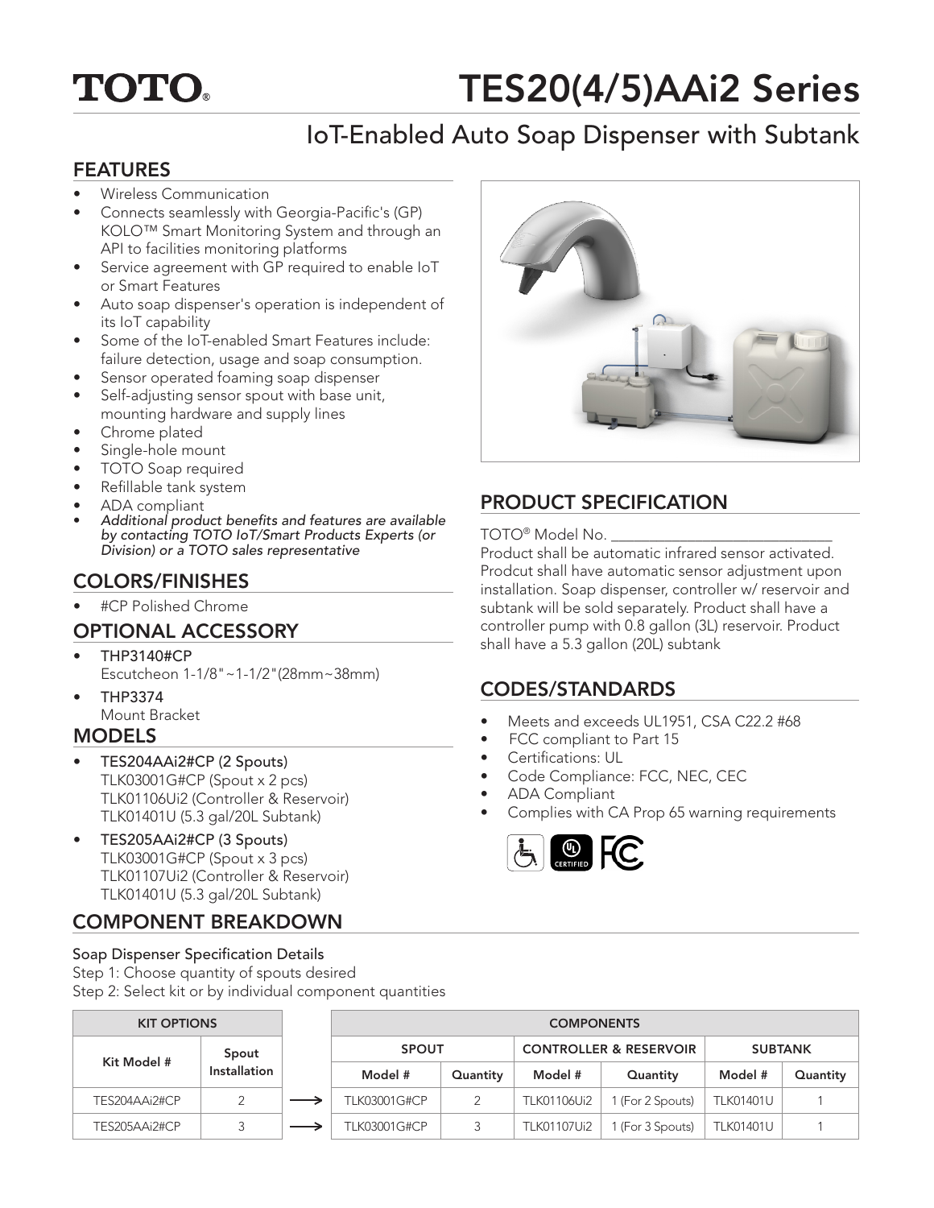# TOTO®

# TES20(4/5)AAi2 Series

## IoT-Enabled Auto Soap Dispenser with Subtank

## FEATURES

- Wireless Communication
- Connects seamlessly with Georgia-Pacific's (GP) KOLO™ Smart Monitoring System and through an API to facilities monitoring platforms
- Service agreement with GP required to enable IoT or Smart Features
- Auto soap dispenser's operation is independent of its IoT capability
- Some of the IoT-enabled Smart Features include: failure detection, usage and soap consumption.
- Sensor operated foaming soap dispenser
- Self-adjusting sensor spout with base unit, mounting hardware and supply lines
- Chrome plated
- Single-hole mount
- TOTO Soap required
- Refillable tank system
- ADA compliant
- *Additional product benefits and features are available by contacting TOTO IoT/Smart Products Experts (or Division) or a TOTO sales representative*

## COLORS/FINISHES

- #CP Polished Chrome

## OPTIONAL ACCESSORY

- THP3140#CP
  Escutcheon 1-1/8"~1-1/2"(28mm~38mm)
- THP3374
  Mount Bracket

## MODELS

- TES204AAi2#CP (2 Spouts)
  TLK03001G#CP (Spout x 2 pcs)
  TLK01106Ui2 (Controller & Reservoir)
  TLK01401U (5.3 gal/20L Subtank)
- TES205AAi2#CP (3 Spouts)
  TLK03001G#CP (Spout x 3 pcs)
  TLK01107Ui2 (Controller & Reservoir)
  TLK01401U (5.3 gal/20L Subtank)

## PRODUCT SPECIFICATION

TOTO® Model No. ______________________________

Product shall be automatic infrared sensor activated. Prodcut shall have automatic sensor adjustment upon installation. Soap dispenser, controller w/ reservoir and subtank will be sold separately. Product shall have a controller pump with 0.8 gallon (3L) reservoir. Product shall have a 5.3 gallon (20L) subtank

## CODES/STANDARDS

- Meets and exceeds UL1951, CSA C22.2 #68
- FCC compliant to Part 15
- Certifications: UL
- Code Compliance: FCC, NEC, CEC
- ADA Compliant
- Complies with CA Prop 65 warning requirements

## COMPONENT BREAKDOWN

Soap Dispenser Specification Details

Step 1: Choose quantity of spouts desired

Step 2: Select kit or by individual component quantities

| KIT OPTIONS | | | COMPONENTS | | | | | |
|---|---|---|---|---|---|---|---|---|
| Kit Model # | Spout Installation | | SPOUT | | CONTROLLER & RESERVOIR | | SUBTANK | |
| | | | Model # | Quantity | Model # | Quantity | Model # | Quantity |
| TES204AAi2#CP | 2 | ⟶ | TLK03001G#CP | 2 | TLK01106Ui2 | 1 (For 2 Spouts) | TLK01401U | 1 |
| TES205AAi2#CP | 3 | ⟶ | TLK03001G#CP | 3 | TLK01107Ui2 | 1 (For 3 Spouts) | TLK01401U | 1 |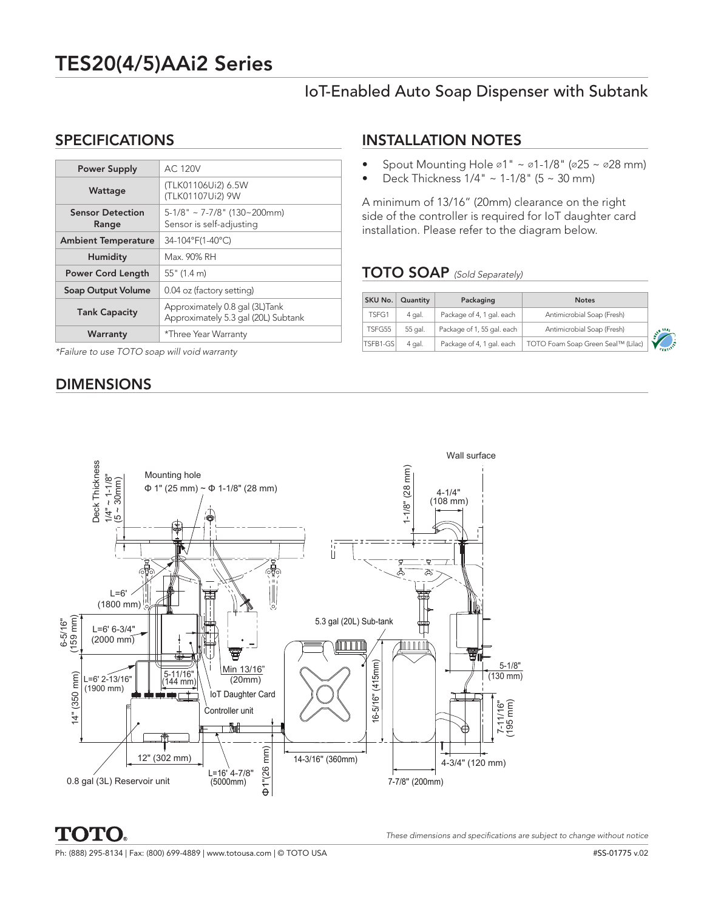# TES20(4/5)AAi2 Series

## IoT-Enabled Auto Soap Dispenser with Subtank

## SPECIFICATIONS

| | |
|---|---|
| Power Supply | AC 120V |
| Wattage | (TLK01106Ui2) 6.5W (TLK01107Ui2) 9W |
| Sensor Detection Range | 5-1/8" ~ 7-7/8" (130~200mm) Sensor is self-adjusting |
| Ambient Temperature | 34-104°F(1-40°C) |
| Humidity | Max. 90% RH |
| Power Cord Length | 55" (1.4 m) |
| Soap Output Volume | 0.04 oz (factory setting) |
| Tank Capacity | Approximately 0.8 gal (3L)Tank Approximately 5.3 gal (20L) Subtank |
| Warranty | *Three Year Warranty |

*Failure to use TOTO soap will void warranty*

## INSTALLATION NOTES

- Spout Mounting Hole ⌀1" ~ ⌀1-1/8" (⌀25 ~ ⌀28 mm)
- Deck Thickness 1/4" ~ 1-1/8" (5 ~ 30 mm)

A minimum of 13/16" (20mm) clearance on the right side of the controller is required for IoT daughter card installation. Please refer to the diagram below.

## TOTO SOAP *(Sold Separately)*

| SKU No. | Quantity | Packaging | Notes |
|---|---|---|---|
| TSFG1 | 4 gal. | Package of 4, 1 gal. each | Antimicrobial Soap (Fresh) |
| TSFG55 | 55 gal. | Package of 1, 55 gal. each | Antimicrobial Soap (Fresh) |
| TSFB1-GS | 4 gal. | Package of 4, 1 gal. each | TOTO Foam Soap Green Seal™ (Lilac) |

## DIMENSIONS

Deck Thickness 1/4" ~ 1-1/8" (5 ~ 30mm)

Mounting hole Φ 1" (25 mm) ~ Φ 1-1/8" (28 mm)

L=6' (1800 mm)

L=6' 6-3/4" (2000 mm)

6-5/16" (159 mm)

14" (350 mm)

L=6' 2-13/16" (1900 mm)

5-11/16" (144 mm)

Min 13/16" (20mm)

IoT Daughter Card

Controller unit

12" (302 mm)

0.8 gal (3L) Reservoir unit

L=16' 4-7/8" (5000mm)

Φ1"(26 mm)

5.3 gal (20L) Sub-tank

16-5/16" (415mm)

14-3/16" (360mm)

Wall surface

1-1/8" (28 mm)

4-1/4" (108 mm)

5-1/8" (130 mm)

7-11/16" (195 mm)

4-3/4" (120 mm)

7-7/8" (200mm)

*These dimensions and specifications are subject to change without notice*

Ph: (888) 295-8134 | Fax: (800) 699-4889 | www.totousa.com | © TOTO USA

#SS-01775 v.02